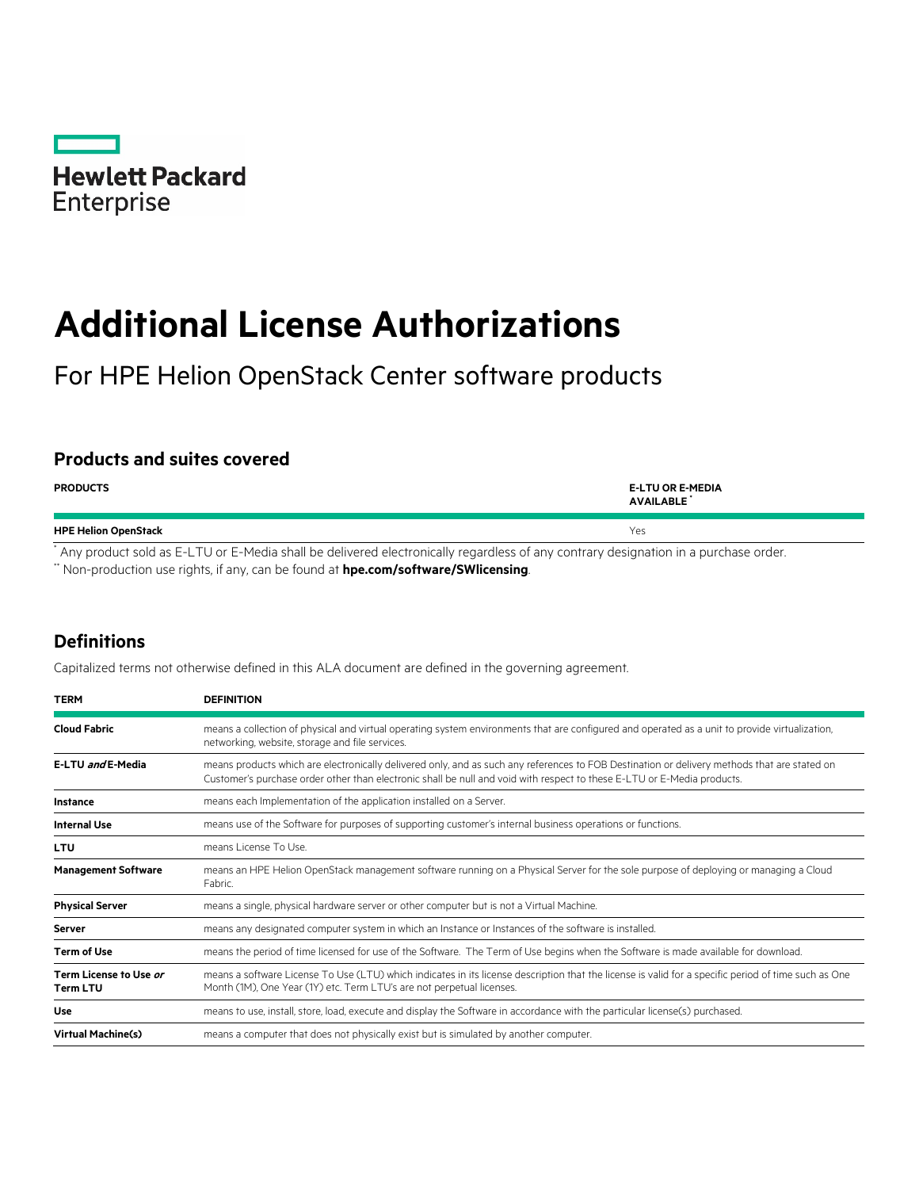Hewlett Packard Enterprise

# Additional License Authorizations

For HPE Helion OpenStack Center software products

## Products and suites covered

| PRODUCTS | E-LTU OR E-MEDIA AVAILABLE * |
|---|---|
| **HPE Helion OpenStack** | Yes |

* Any product sold as E-LTU or E-Media shall be delivered electronically regardless of any contrary designation in a purchase order.

** Non-production use rights, if any, can be found at **hpe.com/software/SWlicensing**.

## Definitions

Capitalized terms not otherwise defined in this ALA document are defined in the governing agreement.

| TERM | DEFINITION |
|---|---|
| **Cloud Fabric** | means a collection of physical and virtual operating system environments that are configured and operated as a unit to provide virtualization, networking, website, storage and file services. |
| **E-LTU *and* E-Media** | means products which are electronically delivered only, and as such any references to FOB Destination or delivery methods that are stated on Customer's purchase order other than electronic shall be null and void with respect to these E-LTU or E-Media products. |
| **Instance** | means each Implementation of the application installed on a Server. |
| **Internal Use** | means use of the Software for purposes of supporting customer's internal business operations or functions. |
| **LTU** | means License To Use. |
| **Management Software** | means an HPE Helion OpenStack management software running on a Physical Server for the sole purpose of deploying or managing a Cloud Fabric. |
| **Physical Server** | means a single, physical hardware server or other computer but is not a Virtual Machine. |
| **Server** | means any designated computer system in which an Instance or Instances of the software is installed. |
| **Term of Use** | means the period of time licensed for use of the Software. The Term of Use begins when the Software is made available for download. |
| **Term License to Use *or* Term LTU** | means a software License To Use (LTU) which indicates in its license description that the license is valid for a specific period of time such as One Month (1M), One Year (1Y) etc. Term LTU's are not perpetual licenses. |
| **Use** | means to use, install, store, load, execute and display the Software in accordance with the particular license(s) purchased. |
| **Virtual Machine(s)** | means a computer that does not physically exist but is simulated by another computer. |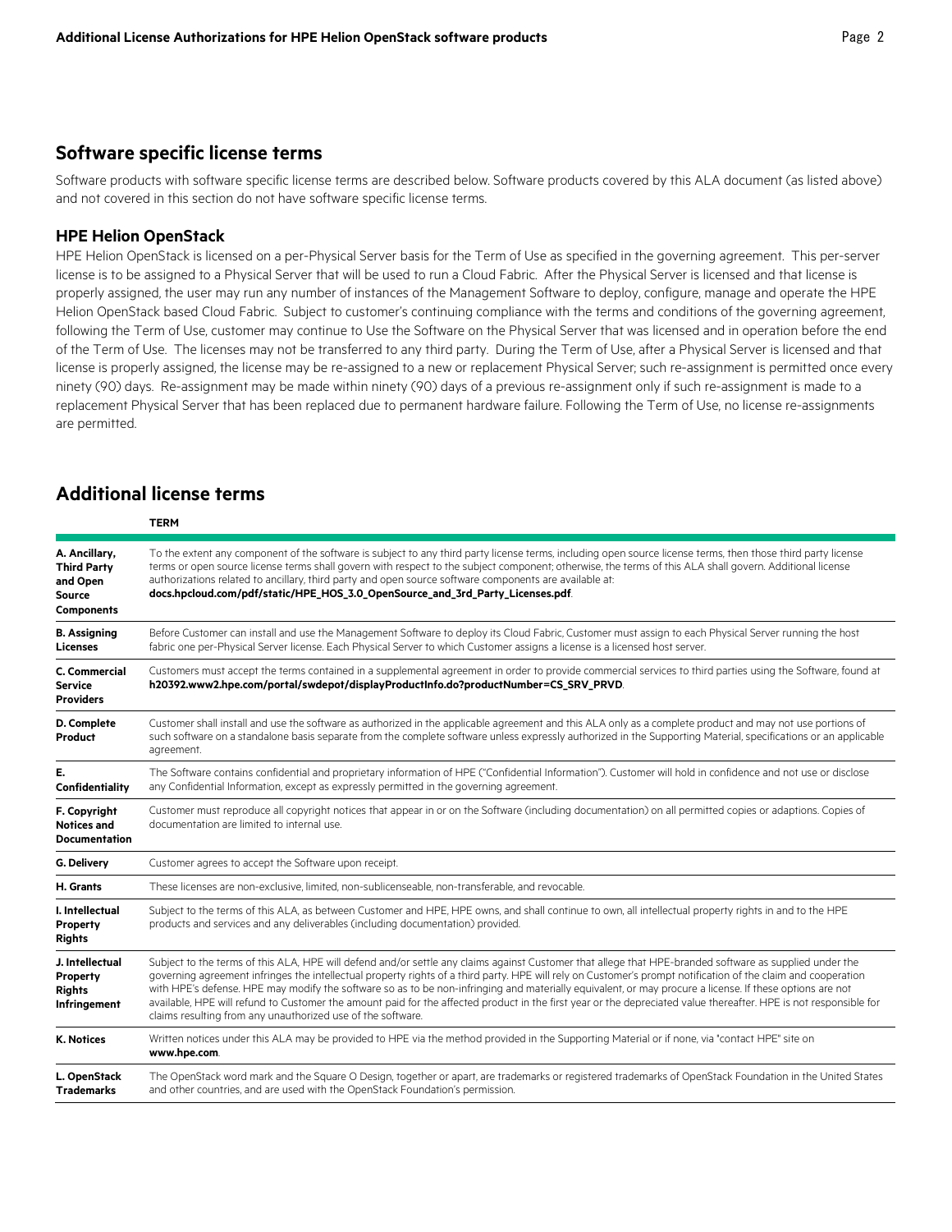## Software specific license terms

Software products with software specific license terms are described below. Software products covered by this ALA document (as listed above) and not covered in this section do not have software specific license terms.

### HPE Helion OpenStack

HPE Helion OpenStack is licensed on a per-Physical Server basis for the Term of Use as specified in the governing agreement. This per-server license is to be assigned to a Physical Server that will be used to run a Cloud Fabric. After the Physical Server is licensed and that license is properly assigned, the user may run any number of instances of the Management Software to deploy, configure, manage and operate the HPE Helion OpenStack based Cloud Fabric. Subject to customer's continuing compliance with the terms and conditions of the governing agreement, following the Term of Use, customer may continue to Use the Software on the Physical Server that was licensed and in operation before the end of the Term of Use. The licenses may not be transferred to any third party. During the Term of Use, after a Physical Server is licensed and that license is properly assigned, the license may be re-assigned to a new or replacement Physical Server; such re-assignment is permitted once every ninety (90) days. Re-assignment may be made within ninety (90) days of a previous re-assignment only if such re-assignment is made to a replacement Physical Server that has been replaced due to permanent hardware failure. Following the Term of Use, no license re-assignments are permitted.

## Additional license terms

| | TERM |
|---|---|
| **A. Ancillary, Third Party and Open Source Components** | To the extent any component of the software is subject to any third party license terms, including open source license terms, then those third party license terms or open source license terms shall govern with respect to the subject component; otherwise, the terms of this ALA shall govern. Additional license authorizations related to ancillary, third party and open source software components are available at: **docs.hpcloud.com/pdf/static/HPE_HOS_3.0_OpenSource_and_3rd_Party_Licenses.pdf**. |
| **B. Assigning Licenses** | Before Customer can install and use the Management Software to deploy its Cloud Fabric, Customer must assign to each Physical Server running the host fabric one per-Physical Server license. Each Physical Server to which Customer assigns a license is a licensed host server. |
| **C. Commercial Service Providers** | Customers must accept the terms contained in a supplemental agreement in order to provide commercial services to third parties using the Software, found at **h20392.www2.hpe.com/portal/swdepot/displayProductInfo.do?productNumber=CS_SRV_PRVD**. |
| **D. Complete Product** | Customer shall install and use the software as authorized in the applicable agreement and this ALA only as a complete product and may not use portions of such software on a standalone basis separate from the complete software unless expressly authorized in the Supporting Material, specifications or an applicable agreement. |
| **E. Confidentiality** | The Software contains confidential and proprietary information of HPE ("Confidential Information"). Customer will hold in confidence and not use or disclose any Confidential Information, except as expressly permitted in the governing agreement. |
| **F. Copyright Notices and Documentation** | Customer must reproduce all copyright notices that appear in or on the Software (including documentation) on all permitted copies or adaptions. Copies of documentation are limited to internal use. |
| **G. Delivery** | Customer agrees to accept the Software upon receipt. |
| **H. Grants** | These licenses are non-exclusive, limited, non-sublicenseable, non-transferable, and revocable. |
| **I. Intellectual Property Rights** | Subject to the terms of this ALA, as between Customer and HPE, HPE owns, and shall continue to own, all intellectual property rights in and to the HPE products and services and any deliverables (including documentation) provided. |
| **J. Intellectual Property Rights Infringement** | Subject to the terms of this ALA, HPE will defend and/or settle any claims against Customer that allege that HPE-branded software as supplied under the governing agreement infringes the intellectual property rights of a third party. HPE will rely on Customer's prompt notification of the claim and cooperation with HPE's defense. HPE may modify the software so as to be non-infringing and materially equivalent, or may procure a license. If these options are not available, HPE will refund to Customer the amount paid for the affected product in the first year or the depreciated value thereafter. HPE is not responsible for claims resulting from any unauthorized use of the software. |
| **K. Notices** | Written notices under this ALA may be provided to HPE via the method provided in the Supporting Material or if none, via "contact HPE" site on **www.hpe.com**. |
| **L. OpenStack Trademarks** | The OpenStack word mark and the Square O Design, together or apart, are trademarks or registered trademarks of OpenStack Foundation in the United States and other countries, and are used with the OpenStack Foundation's permission. |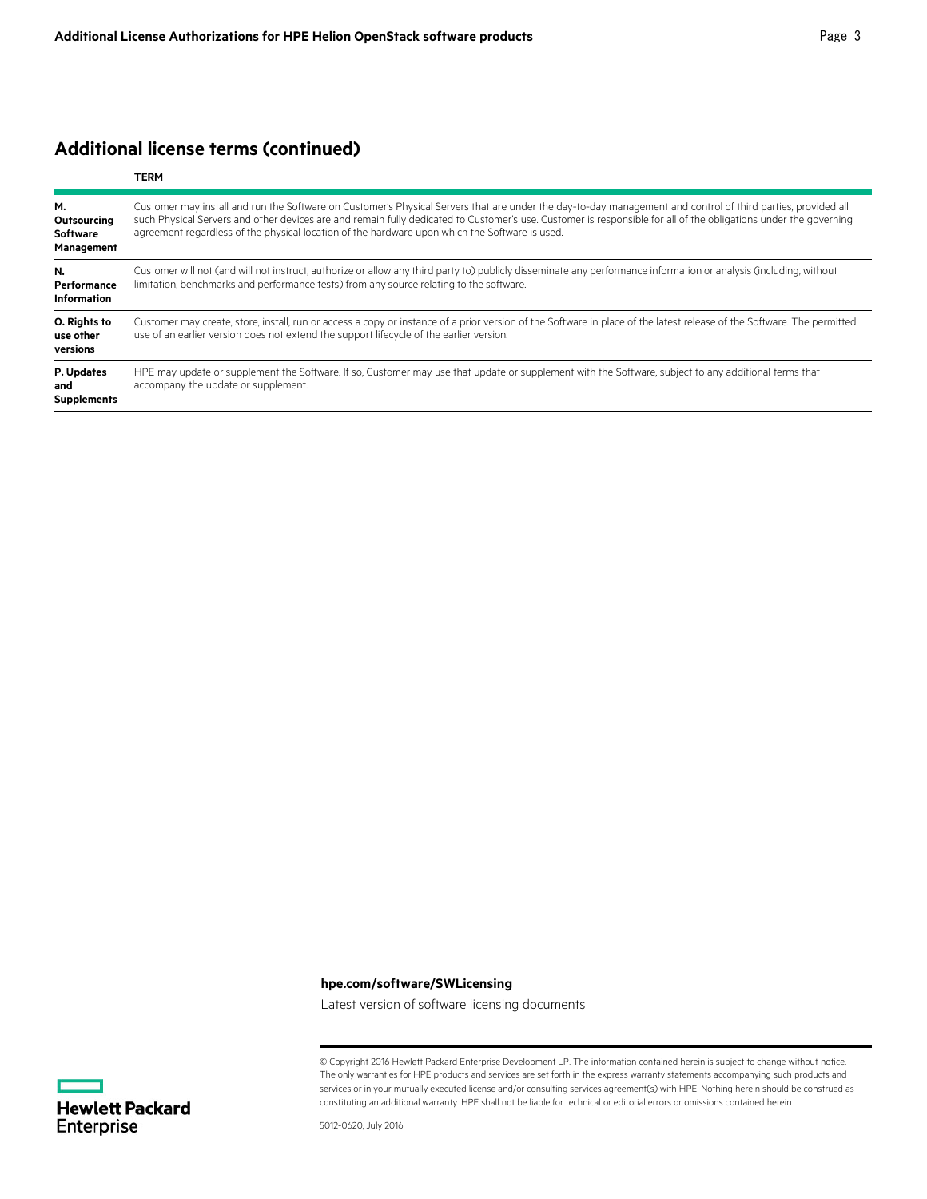## Additional license terms (continued)

| | TERM |
|---|---|
| **M. Outsourcing Software Management** | Customer may install and run the Software on Customer's Physical Servers that are under the day-to-day management and control of third parties, provided all such Physical Servers and other devices are and remain fully dedicated to Customer's use. Customer is responsible for all of the obligations under the governing agreement regardless of the physical location of the hardware upon which the Software is used. |
| **N. Performance Information** | Customer will not (and will not instruct, authorize or allow any third party to) publicly disseminate any performance information or analysis (including, without limitation, benchmarks and performance tests) from any source relating to the software. |
| **O. Rights to use other versions** | Customer may create, store, install, run or access a copy or instance of a prior version of the Software in place of the latest release of the Software. The permitted use of an earlier version does not extend the support lifecycle of the earlier version. |
| **P. Updates and Supplements** | HPE may update or supplement the Software. If so, Customer may use that update or supplement with the Software, subject to any additional terms that accompany the update or supplement. |

**hpe.com/software/SWLicensing**

Latest version of software licensing documents

© Copyright 2016 Hewlett Packard Enterprise Development LP. The information contained herein is subject to change without notice. The only warranties for HPE products and services are set forth in the express warranty statements accompanying such products and services or in your mutually executed license and/or consulting services agreement(s) with HPE. Nothing herein should be construed as constituting an additional warranty. HPE shall not be liable for technical or editorial errors or omissions contained herein.

5012-0620, July 2016

**Hewlett Packard Enterprise**